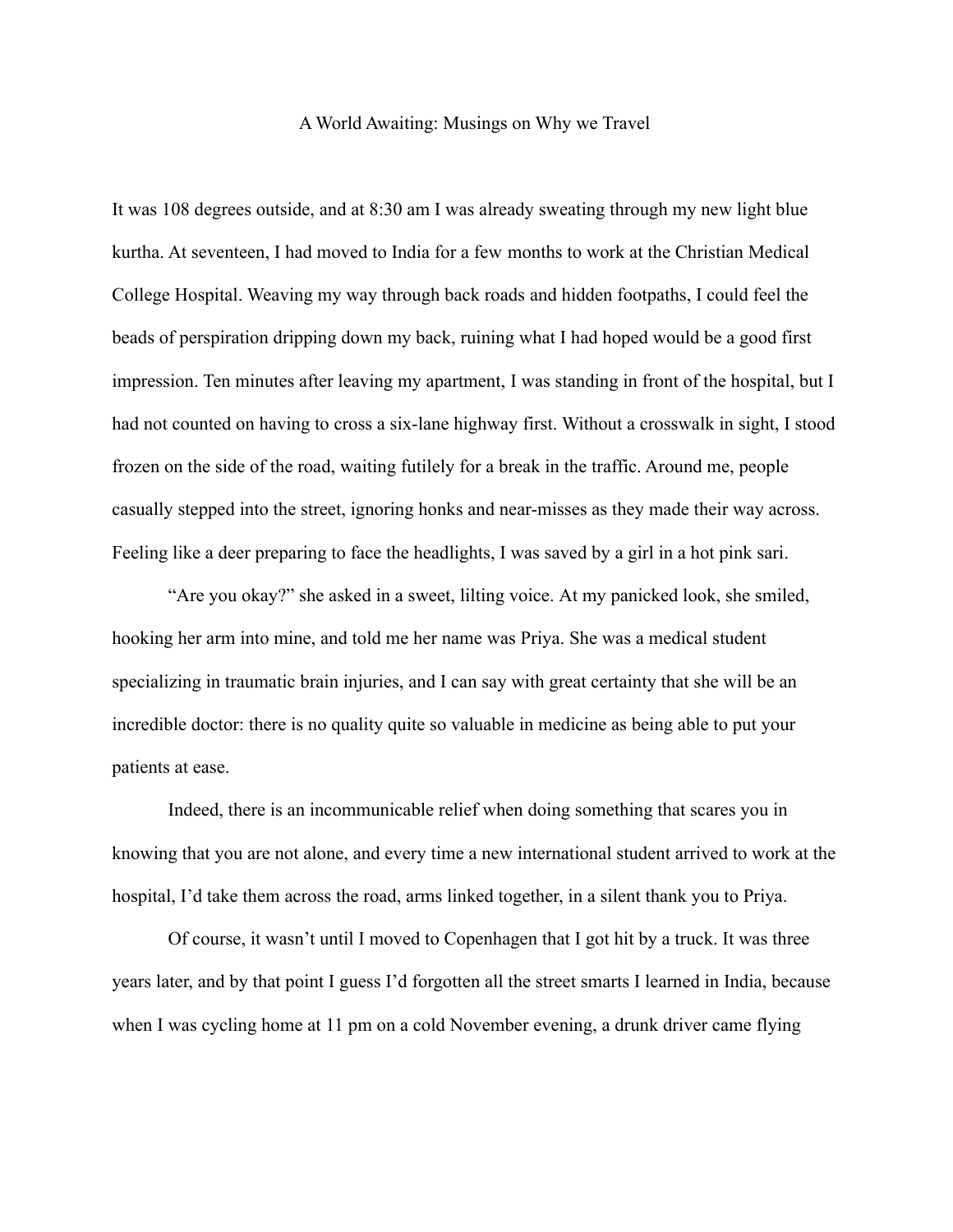# A World Awaiting: Musings on Why we Travel

It was 108 degrees outside, and at 8:30 am I was already sweating through my new light blue kurtha. At seventeen, I had moved to India for a few months to work at the Christian Medical College Hospital. Weaving my way through back roads and hidden footpaths, I could feel the beads of perspiration dripping down my back, ruining what I had hoped would be a good first impression. Ten minutes after leaving my apartment, I was standing in front of the hospital, but I had not counted on having to cross a six-lane highway first. Without a crosswalk in sight, I stood frozen on the side of the road, waiting futilely for a break in the traffic. Around me, people casually stepped into the street, ignoring honks and near-misses as they made their way across. Feeling like a deer preparing to face the headlights, I was saved by a girl in a hot pink sari.

"Are you okay?" she asked in a sweet, lilting voice. At my panicked look, she smiled, hooking her arm into mine, and told me her name was Priya. She was a medical student specializing in traumatic brain injuries, and I can say with great certainty that she will be an incredible doctor: there is no quality quite so valuable in medicine as being able to put your patients at ease.

Indeed, there is an incommunicable relief when doing something that scares you in knowing that you are not alone, and every time a new international student arrived to work at the hospital, I'd take them across the road, arms linked together, in a silent thank you to Priya.

Of course, it wasn't until I moved to Copenhagen that I got hit by a truck. It was three years later, and by that point I guess I'd forgotten all the street smarts I learned in India, because when I was cycling home at 11 pm on a cold November evening, a drunk driver came flying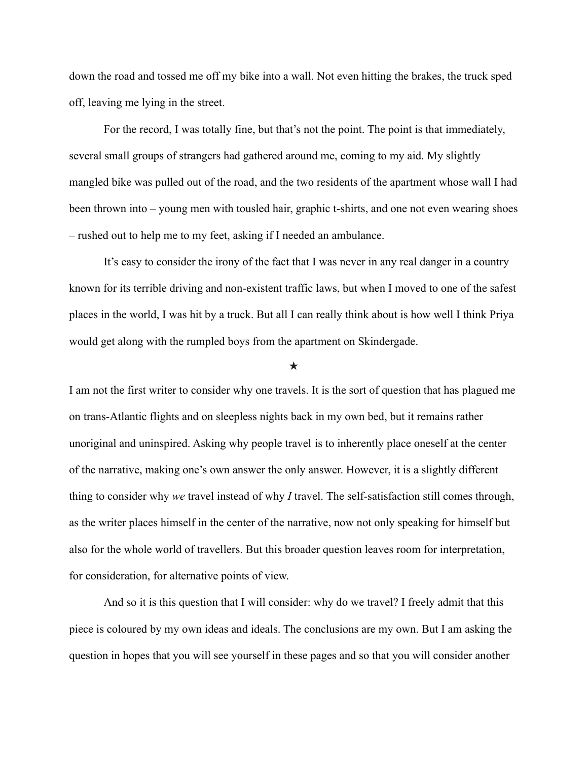down the road and tossed me off my bike into a wall. Not even hitting the brakes, the truck sped off, leaving me lying in the street.

For the record, I was totally fine, but that's not the point. The point is that immediately, several small groups of strangers had gathered around me, coming to my aid. My slightly mangled bike was pulled out of the road, and the two residents of the apartment whose wall I had been thrown into – young men with tousled hair, graphic t-shirts, and one not even wearing shoes – rushed out to help me to my feet, asking if I needed an ambulance.

It's easy to consider the irony of the fact that I was never in any real danger in a country known for its terrible driving and non-existent traffic laws, but when I moved to one of the safest places in the world, I was hit by a truck. But all I can really think about is how well I think Priya would get along with the rumpled boys from the apartment on Skindergade.

★

I am not the first writer to consider why one travels. It is the sort of question that has plagued me on trans-Atlantic flights and on sleepless nights back in my own bed, but it remains rather unoriginal and uninspired. Asking why people travel is to inherently place oneself at the center of the narrative, making one's own answer the only answer. However, it is a slightly different thing to consider why *we* travel instead of why *I* travel. The self-satisfaction still comes through, as the writer places himself in the center of the narrative, now not only speaking for himself but also for the whole world of travellers. But this broader question leaves room for interpretation, for consideration, for alternative points of view.

And so it is this question that I will consider: why do we travel? I freely admit that this piece is coloured by my own ideas and ideals. The conclusions are my own. But I am asking the question in hopes that you will see yourself in these pages and so that you will consider another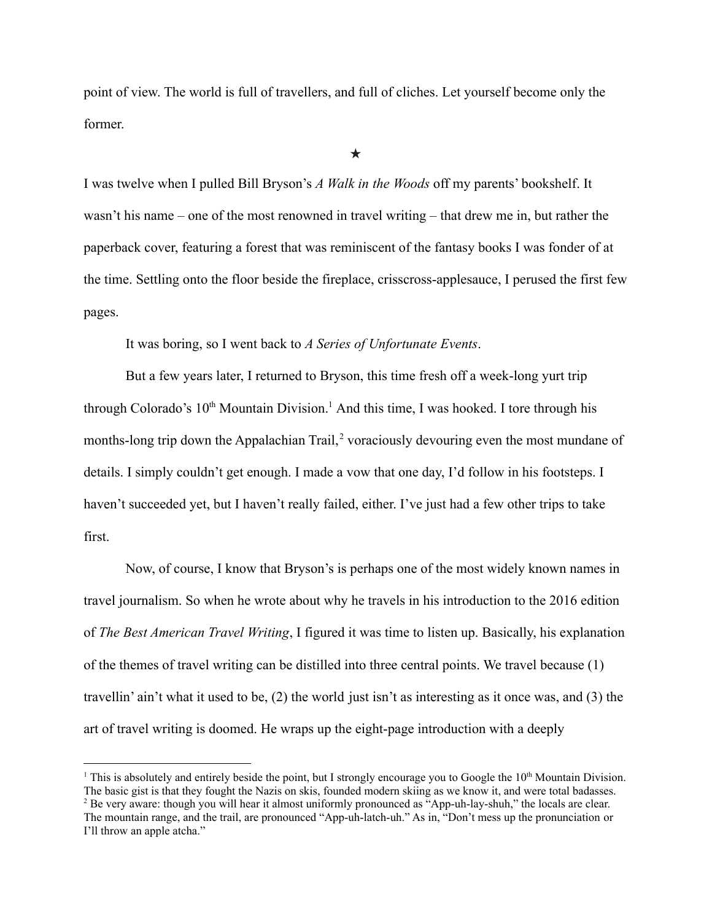point of view. The world is full of travellers, and full of cliches. Let yourself become only the former.

★

I was twelve when I pulled Bill Bryson's *A Walk in the Woods* off my parents' bookshelf. It wasn't his name – one of the most renowned in travel writing – that drew me in, but rather the paperback cover, featuring a forest that was reminiscent of the fantasy books I was fonder of at the time. Settling onto the floor beside the fireplace, crisscross-applesauce, I perused the first few pages.

It was boring, so I went back to *A Series of Unfortunate Events*.

But a few years later, I returned to Bryson, this time fresh off a week-long yurt trip through Colorado's 10th Mountain Division.[1] And this time, I was hooked. I tore through his months-long trip down the Appalachian Trail,[2] voraciously devouring even the most mundane of details. I simply couldn't get enough. I made a vow that one day, I'd follow in his footsteps. I haven't succeeded yet, but I haven't really failed, either. I've just had a few other trips to take first.

Now, of course, I know that Bryson's is perhaps one of the most widely known names in travel journalism. So when he wrote about why he travels in his introduction to the 2016 edition of *The Best American Travel Writing*, I figured it was time to listen up. Basically, his explanation of the themes of travel writing can be distilled into three central points. We travel because (1) travellin' ain't what it used to be, (2) the world just isn't as interesting as it once was, and (3) the art of travel writing is doomed. He wraps up the eight-page introduction with a deeply

---

[1] This is absolutely and entirely beside the point, but I strongly encourage you to Google the 10th Mountain Division. The basic gist is that they fought the Nazis on skis, founded modern skiing as we know it, and were total badasses.

[2] Be very aware: though you will hear it almost uniformly pronounced as "App-uh-lay-shuh," the locals are clear. The mountain range, and the trail, are pronounced "App-uh-latch-uh." As in, "Don't mess up the pronunciation or I'll throw an apple atcha."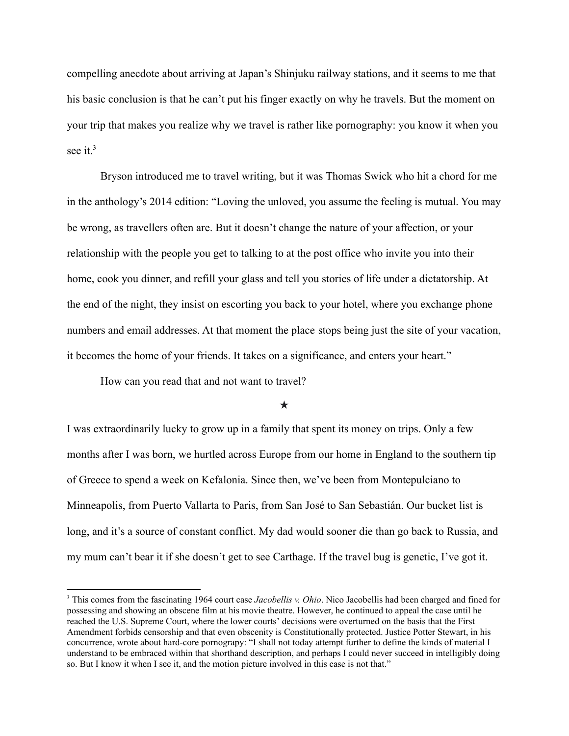compelling anecdote about arriving at Japan's Shinjuku railway stations, and it seems to me that his basic conclusion is that he can't put his finger exactly on why he travels. But the moment on your trip that makes you realize why we travel is rather like pornography: you know it when you see it.[3]

Bryson introduced me to travel writing, but it was Thomas Swick who hit a chord for me in the anthology's 2014 edition: "Loving the unloved, you assume the feeling is mutual. You may be wrong, as travellers often are. But it doesn't change the nature of your affection, or your relationship with the people you get to talking to at the post office who invite you into their home, cook you dinner, and refill your glass and tell you stories of life under a dictatorship. At the end of the night, they insist on escorting you back to your hotel, where you exchange phone numbers and email addresses. At that moment the place stops being just the site of your vacation, it becomes the home of your friends. It takes on a significance, and enters your heart."

How can you read that and not want to travel?

★

I was extraordinarily lucky to grow up in a family that spent its money on trips. Only a few months after I was born, we hurtled across Europe from our home in England to the southern tip of Greece to spend a week on Kefalonia. Since then, we've been from Montepulciano to Minneapolis, from Puerto Vallarta to Paris, from San José to San Sebastián. Our bucket list is long, and it's a source of constant conflict. My dad would sooner die than go back to Russia, and my mum can't bear it if she doesn't get to see Carthage. If the travel bug is genetic, I've got it.

---

[3] This comes from the fascinating 1964 court case *Jacobellis v. Ohio*. Nico Jacobellis had been charged and fined for possessing and showing an obscene film at his movie theatre. However, he continued to appeal the case until he reached the U.S. Supreme Court, where the lower courts' decisions were overturned on the basis that the First Amendment forbids censorship and that even obscenity is Constitutionally protected. Justice Potter Stewart, in his concurrence, wrote about hard-core pornography: "I shall not today attempt further to define the kinds of material I understand to be embraced within that shorthand description, and perhaps I could never succeed in intelligibly doing so. But I know it when I see it, and the motion picture involved in this case is not that."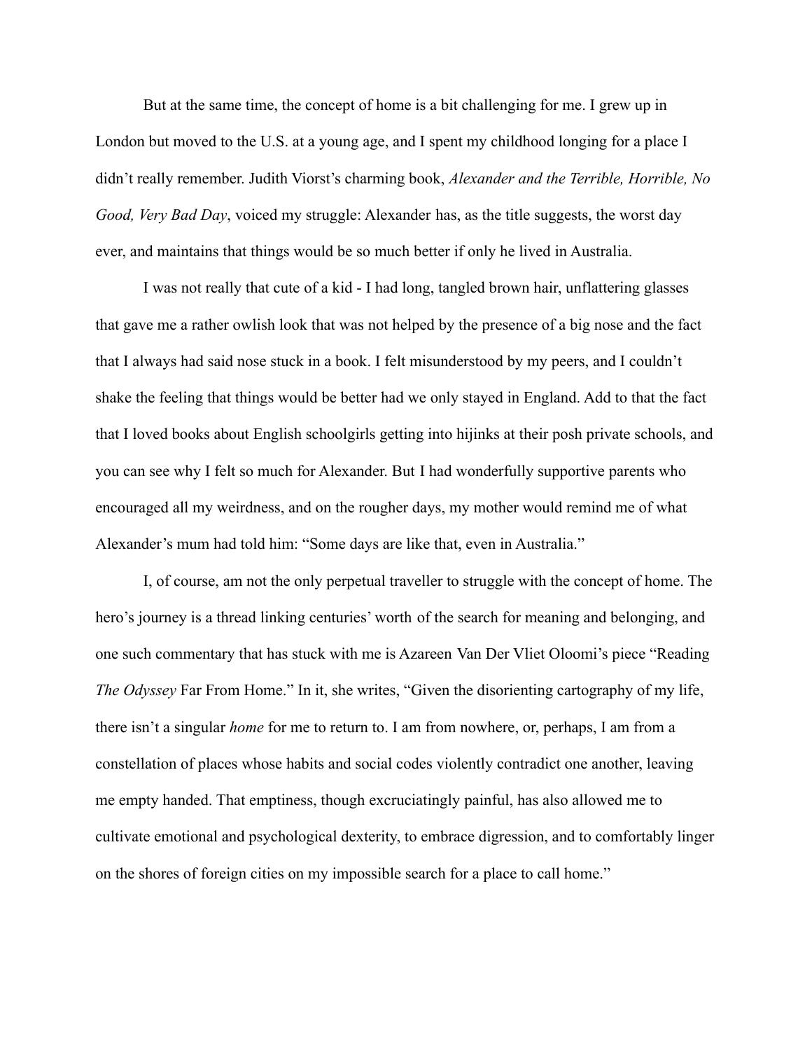But at the same time, the concept of home is a bit challenging for me. I grew up in London but moved to the U.S. at a young age, and I spent my childhood longing for a place I didn't really remember. Judith Viorst's charming book, *Alexander and the Terrible, Horrible, No Good, Very Bad Day*, voiced my struggle: Alexander has, as the title suggests, the worst day ever, and maintains that things would be so much better if only he lived in Australia.

I was not really that cute of a kid - I had long, tangled brown hair, unflattering glasses that gave me a rather owlish look that was not helped by the presence of a big nose and the fact that I always had said nose stuck in a book. I felt misunderstood by my peers, and I couldn't shake the feeling that things would be better had we only stayed in England. Add to that the fact that I loved books about English schoolgirls getting into hijinks at their posh private schools, and you can see why I felt so much for Alexander. But I had wonderfully supportive parents who encouraged all my weirdness, and on the rougher days, my mother would remind me of what Alexander's mum had told him: "Some days are like that, even in Australia."

I, of course, am not the only perpetual traveller to struggle with the concept of home. The hero's journey is a thread linking centuries' worth of the search for meaning and belonging, and one such commentary that has stuck with me is Azareen Van Der Vliet Oloomi's piece "Reading *The Odyssey* Far From Home." In it, she writes, "Given the disorienting cartography of my life, there isn't a singular *home* for me to return to. I am from nowhere, or, perhaps, I am from a constellation of places whose habits and social codes violently contradict one another, leaving me empty handed. That emptiness, though excruciatingly painful, has also allowed me to cultivate emotional and psychological dexterity, to embrace digression, and to comfortably linger on the shores of foreign cities on my impossible search for a place to call home."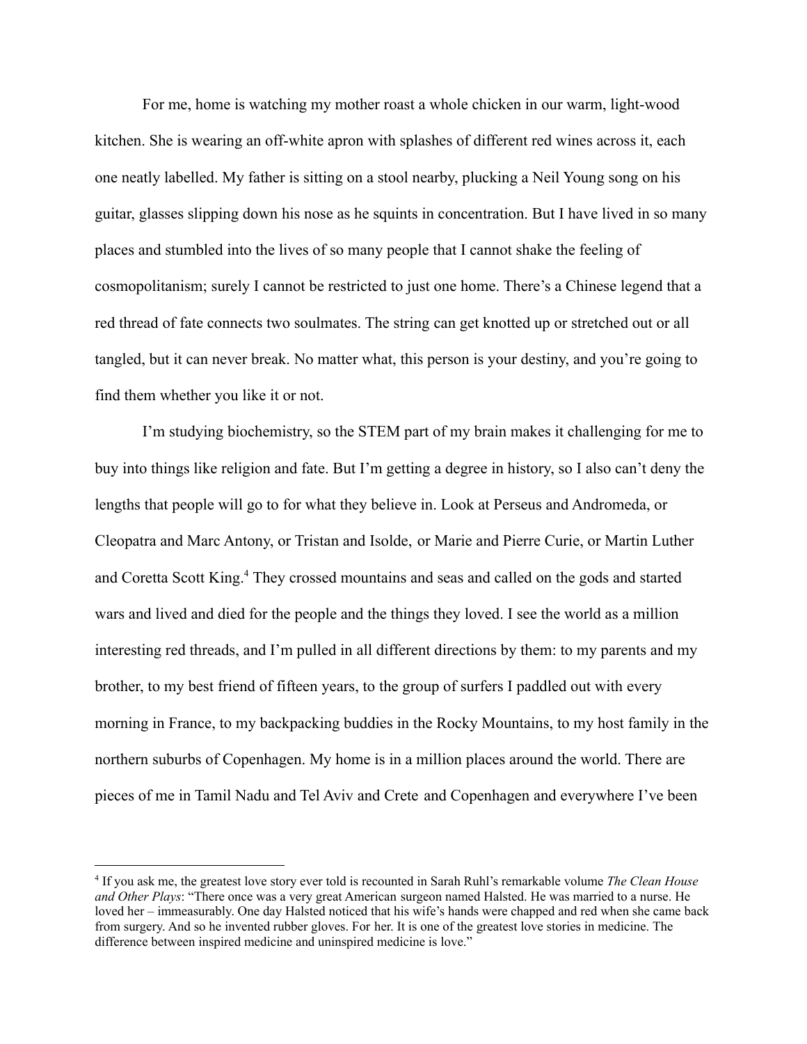For me, home is watching my mother roast a whole chicken in our warm, light-wood kitchen. She is wearing an off-white apron with splashes of different red wines across it, each one neatly labelled. My father is sitting on a stool nearby, plucking a Neil Young song on his guitar, glasses slipping down his nose as he squints in concentration. But I have lived in so many places and stumbled into the lives of so many people that I cannot shake the feeling of cosmopolitanism; surely I cannot be restricted to just one home. There's a Chinese legend that a red thread of fate connects two soulmates. The string can get knotted up or stretched out or all tangled, but it can never break. No matter what, this person is your destiny, and you're going to find them whether you like it or not.

I'm studying biochemistry, so the STEM part of my brain makes it challenging for me to buy into things like religion and fate. But I'm getting a degree in history, so I also can't deny the lengths that people will go to for what they believe in. Look at Perseus and Andromeda, or Cleopatra and Marc Antony, or Tristan and Isolde, or Marie and Pierre Curie, or Martin Luther and Coretta Scott King.[4] They crossed mountains and seas and called on the gods and started wars and lived and died for the people and the things they loved. I see the world as a million interesting red threads, and I'm pulled in all different directions by them: to my parents and my brother, to my best friend of fifteen years, to the group of surfers I paddled out with every morning in France, to my backpacking buddies in the Rocky Mountains, to my host family in the northern suburbs of Copenhagen. My home is in a million places around the world. There are pieces of me in Tamil Nadu and Tel Aviv and Crete and Copenhagen and everywhere I've been

[4] If you ask me, the greatest love story ever told is recounted in Sarah Ruhl's remarkable volume *The Clean House and Other Plays*: "There once was a very great American surgeon named Halsted. He was married to a nurse. He loved her – immeasurably. One day Halsted noticed that his wife's hands were chapped and red when she came back from surgery. And so he invented rubber gloves. For her. It is one of the greatest love stories in medicine. The difference between inspired medicine and uninspired medicine is love."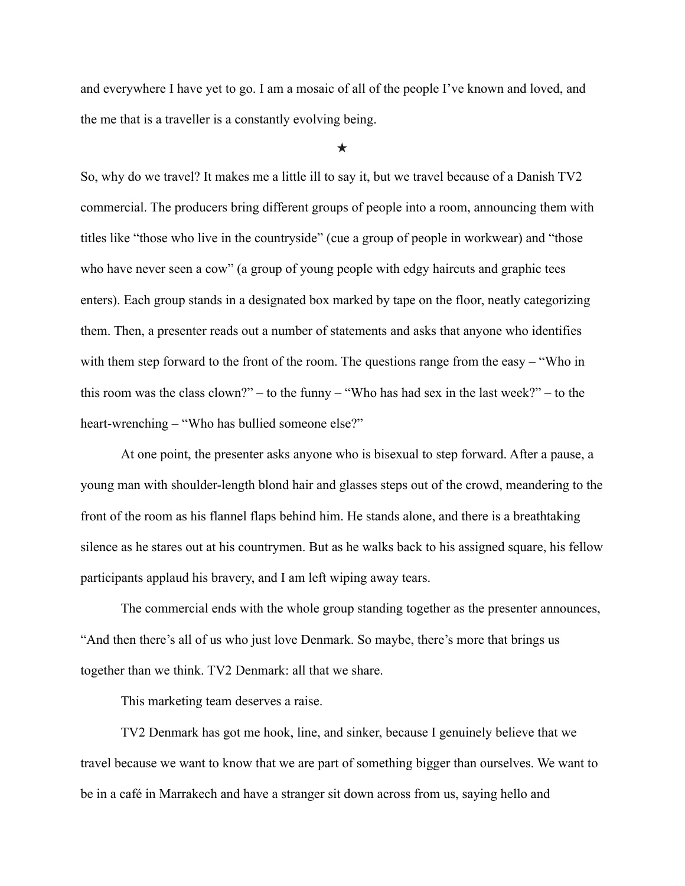and everywhere I have yet to go. I am a mosaic of all of the people I've known and loved, and the me that is a traveller is a constantly evolving being.

★

So, why do we travel? It makes me a little ill to say it, but we travel because of a Danish TV2 commercial. The producers bring different groups of people into a room, announcing them with titles like "those who live in the countryside" (cue a group of people in workwear) and "those who have never seen a cow" (a group of young people with edgy haircuts and graphic tees enters). Each group stands in a designated box marked by tape on the floor, neatly categorizing them. Then, a presenter reads out a number of statements and asks that anyone who identifies with them step forward to the front of the room. The questions range from the easy – "Who in this room was the class clown?" – to the funny – "Who has had sex in the last week?" – to the heart-wrenching – "Who has bullied someone else?"

At one point, the presenter asks anyone who is bisexual to step forward. After a pause, a young man with shoulder-length blond hair and glasses steps out of the crowd, meandering to the front of the room as his flannel flaps behind him. He stands alone, and there is a breathtaking silence as he stares out at his countrymen. But as he walks back to his assigned square, his fellow participants applaud his bravery, and I am left wiping away tears.

The commercial ends with the whole group standing together as the presenter announces, "And then there's all of us who just love Denmark. So maybe, there's more that brings us together than we think. TV2 Denmark: all that we share.

This marketing team deserves a raise.

TV2 Denmark has got me hook, line, and sinker, because I genuinely believe that we travel because we want to know that we are part of something bigger than ourselves. We want to be in a café in Marrakech and have a stranger sit down across from us, saying hello and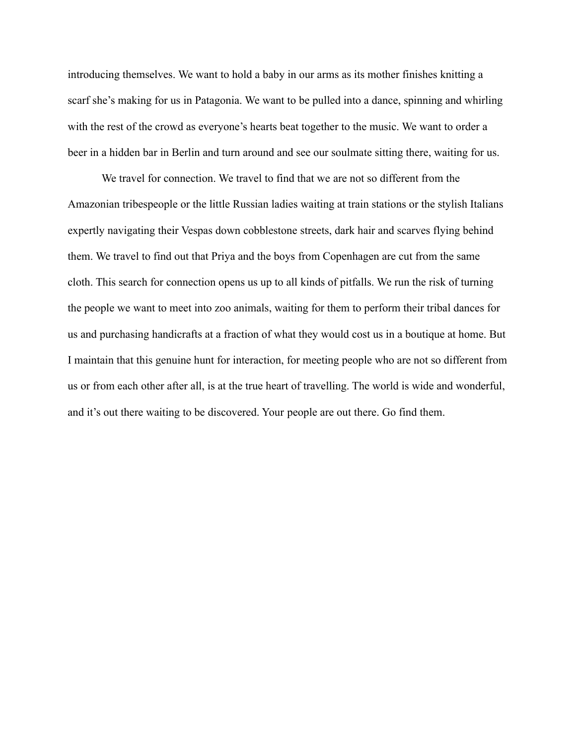introducing themselves. We want to hold a baby in our arms as its mother finishes knitting a scarf she's making for us in Patagonia. We want to be pulled into a dance, spinning and whirling with the rest of the crowd as everyone's hearts beat together to the music. We want to order a beer in a hidden bar in Berlin and turn around and see our soulmate sitting there, waiting for us.

We travel for connection. We travel to find that we are not so different from the Amazonian tribespeople or the little Russian ladies waiting at train stations or the stylish Italians expertly navigating their Vespas down cobblestone streets, dark hair and scarves flying behind them. We travel to find out that Priya and the boys from Copenhagen are cut from the same cloth. This search for connection opens us up to all kinds of pitfalls. We run the risk of turning the people we want to meet into zoo animals, waiting for them to perform their tribal dances for us and purchasing handicrafts at a fraction of what they would cost us in a boutique at home. But I maintain that this genuine hunt for interaction, for meeting people who are not so different from us or from each other after all, is at the true heart of travelling. The world is wide and wonderful, and it's out there waiting to be discovered. Your people are out there. Go find them.